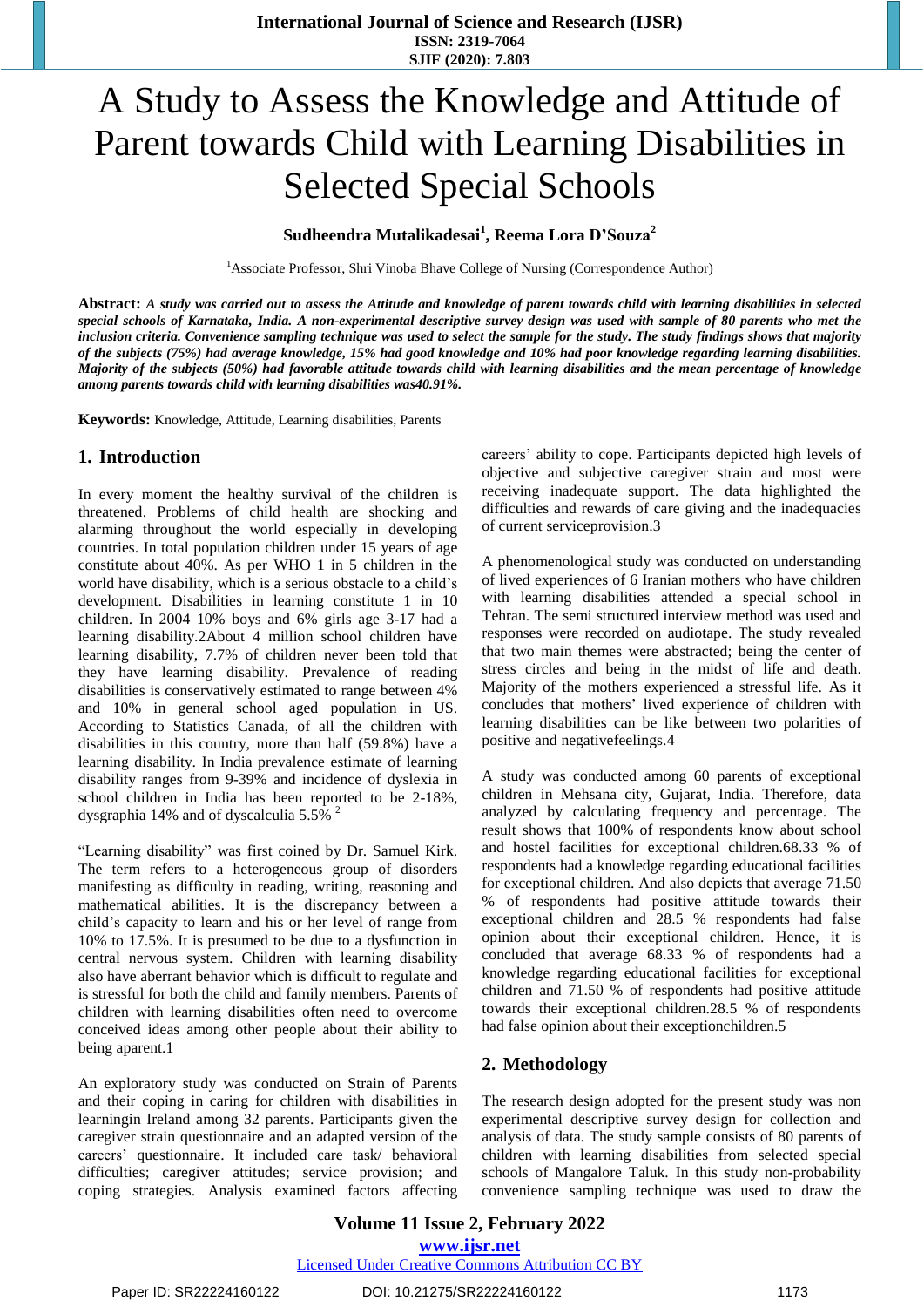# A Study to Assess the Knowledge and Attitude of Parent towards Child with Learning Disabilities in Selected Special Schools

**Sudheendra Mutalikadesai[1], Reema Lora D'Souza[2]**

[1]Associate Professor, Shri Vinoba Bhave College of Nursing (Correspondence Author)

**Abstract:** ***A study was carried out to assess the Attitude and knowledge of parent towards child with learning disabilities in selected special schools of Karnataka, India. A non-experimental descriptive survey design was used with sample of 80 parents who met the inclusion criteria. Convenience sampling technique was used to select the sample for the study. The study findings shows that majority of the subjects (75%) had average knowledge, 15% had good knowledge and 10% had poor knowledge regarding learning disabilities. Majority of the subjects (50%) had favorable attitude towards child with learning disabilities and the mean percentage of knowledge among parents towards child with learning disabilities was40.91%.***

**Keywords:** Knowledge, Attitude, Learning disabilities, Parents

## 1. Introduction

In every moment the healthy survival of the children is threatened. Problems of child health are shocking and alarming throughout the world especially in developing countries. In total population children under 15 years of age constitute about 40%. As per WHO 1 in 5 children in the world have disability, which is a serious obstacle to a child's development. Disabilities in learning constitute 1 in 10 children. In 2004 10% boys and 6% girls age 3-17 had a learning disability.2About 4 million school children have learning disability, 7.7% of children never been told that they have learning disability. Prevalence of reading disabilities is conservatively estimated to range between 4% and 10% in general school aged population in US. According to Statistics Canada, of all the children with disabilities in this country, more than half (59.8%) have a learning disability. In India prevalence estimate of learning disability ranges from 9-39% and incidence of dyslexia in school children in India has been reported to be 2-18%, dysgraphia 14% and of dyscalculia 5.5% [2]

"Learning disability" was first coined by Dr. Samuel Kirk. The term refers to a heterogeneous group of disorders manifesting as difficulty in reading, writing, reasoning and mathematical abilities. It is the discrepancy between a child's capacity to learn and his or her level of range from 10% to 17.5%. It is presumed to be due to a dysfunction in central nervous system. Children with learning disability also have aberrant behavior which is difficult to regulate and is stressful for both the child and family members. Parents of children with learning disabilities often need to overcome conceived ideas among other people about their ability to being aparent.1

An exploratory study was conducted on Strain of Parents and their coping in caring for children with disabilities in learningin Ireland among 32 parents. Participants given the caregiver strain questionnaire and an adapted version of the careers' questionnaire. It included care task/ behavioral difficulties; caregiver attitudes; service provision; and coping strategies. Analysis examined factors affecting careers' ability to cope. Participants depicted high levels of objective and subjective caregiver strain and most were receiving inadequate support. The data highlighted the difficulties and rewards of care giving and the inadequacies of current serviceprovision.3

A phenomenological study was conducted on understanding of lived experiences of 6 Iranian mothers who have children with learning disabilities attended a special school in Tehran. The semi structured interview method was used and responses were recorded on audiotape. The study revealed that two main themes were abstracted; being the center of stress circles and being in the midst of life and death. Majority of the mothers experienced a stressful life. As it concludes that mothers' lived experience of children with learning disabilities can be like between two polarities of positive and negativefeelings.4

A study was conducted among 60 parents of exceptional children in Mehsana city, Gujarat, India. Therefore, data analyzed by calculating frequency and percentage. The result shows that 100% of respondents know about school and hostel facilities for exceptional children.68.33 % of respondents had a knowledge regarding educational facilities for exceptional children. And also depicts that average 71.50 % of respondents had positive attitude towards their exceptional children and 28.5 % respondents had false opinion about their exceptional children. Hence, it is concluded that average 68.33 % of respondents had a knowledge regarding educational facilities for exceptional children and 71.50 % of respondents had positive attitude towards their exceptional children.28.5 % of respondents had false opinion about their exceptionchildren.5

## 2. Methodology

The research design adopted for the present study was non experimental descriptive survey design for collection and analysis of data. The study sample consists of 80 parents of children with learning disabilities from selected special schools of Mangalore Taluk. In this study non-probability convenience sampling technique was used to draw the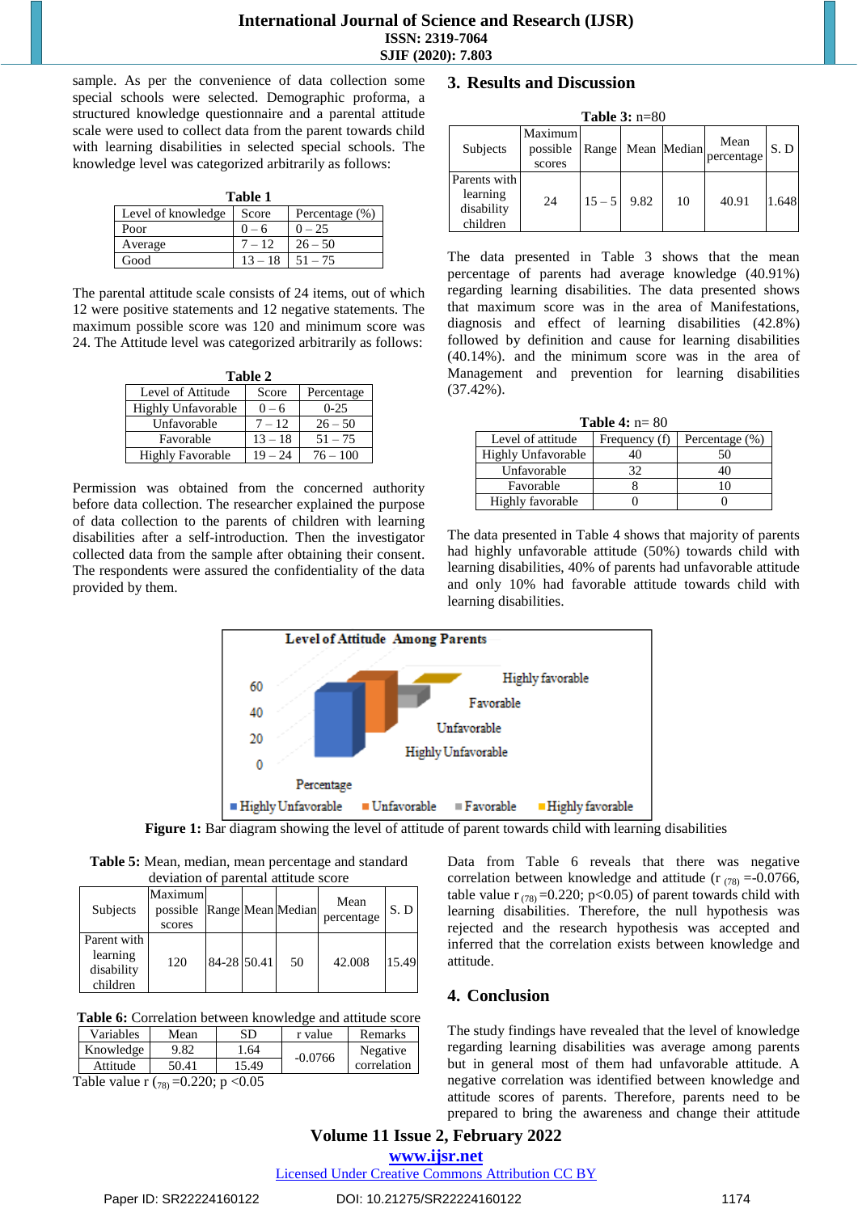sample. As per the convenience of data collection some special schools were selected. Demographic proforma, a structured knowledge questionnaire and a parental attitude scale were used to collect data from the parent towards child with learning disabilities in selected special schools. The knowledge level was categorized arbitrarily as follows:

**Table 1**

| Level of knowledge | Score | Percentage (%) |
|---|---|---|
| Poor | 0 – 6 | 0 – 25 |
| Average | 7 – 12 | 26 – 50 |
| Good | 13 – 18 | 51 – 75 |

The parental attitude scale consists of 24 items, out of which 12 were positive statements and 12 negative statements. The maximum possible score was 120 and minimum score was 24. The Attitude level was categorized arbitrarily as follows:

**Table 2**

| Level of Attitude | Score | Percentage |
|---|---|---|
| Highly Unfavorable | 0 – 6 | 0-25 |
| Unfavorable | 7 – 12 | 26 – 50 |
| Favorable | 13 – 18 | 51 – 75 |
| Highly Favorable | 19 – 24 | 76 – 100 |

Permission was obtained from the concerned authority before data collection. The researcher explained the purpose of data collection to the parents of children with learning disabilities after a self-introduction. Then the investigator collected data from the sample after obtaining their consent. The respondents were assured the confidentiality of the data provided by them.

## 3. Results and Discussion

**Table 3:** n=80

| Subjects | Maximum possible scores | Range | Mean | Median | Mean percentage | S. D |
|---|---|---|---|---|---|---|
| Parents with learning disability children | 24 | 15 – 5 | 9.82 | 10 | 40.91 | 1.648 |

The data presented in Table 3 shows that the mean percentage of parents had average knowledge (40.91%) regarding learning disabilities. The data presented shows that maximum score was in the area of Manifestations, diagnosis and effect of learning disabilities (42.8%) followed by definition and cause for learning disabilities (40.14%). and the minimum score was in the area of Management and prevention for learning disabilities (37.42%).

**Table 4:** n= 80

| Level of attitude | Frequency (f) | Percentage (%) |
|---|---|---|
| Highly Unfavorable | 40 | 50 |
| Unfavorable | 32 | 40 |
| Favorable | 8 | 10 |
| Highly favorable | 0 | 0 |

The data presented in Table 4 shows that majority of parents had highly unfavorable attitude (50%) towards child with learning disabilities, 40% of parents had unfavorable attitude and only 10% had favorable attitude towards child with learning disabilities.

**Figure 1:** Bar diagram showing the level of attitude of parent towards child with learning disabilities

**Table 5:** Mean, median, mean percentage and standard deviation of parental attitude score

| Subjects | Maximum possible scores | Range | Mean | Median | Mean percentage | S. D |
|---|---|---|---|---|---|---|
| Parent with learning disability children | 120 | 84-28 | 50.41 | 50 | 42.008 | 15.49 |

**Table 6:** Correlation between knowledge and attitude score

| Variables | Mean | SD | r value | Remarks |
|---|---|---|---|---|
| Knowledge | 9.82 | 1.64 | -0.0766 | Negative correlation |
| Attitude | 50.41 | 15.49 | | |

Table value r $_{(78)}$ =0.220; p <0.05

Data from Table 6 reveals that there was negative correlation between knowledge and attitude (r $_{(78)}$ =-0.0766, table value r $_{(78)}$ =0.220; p<0.05) of parent towards child with learning disabilities. Therefore, the null hypothesis was rejected and the research hypothesis was accepted and inferred that the correlation exists between knowledge and attitude.

## 4. Conclusion

The study findings have revealed that the level of knowledge regarding learning disabilities was average among parents but in general most of them had unfavorable attitude. A negative correlation was identified between knowledge and attitude scores of parents. Therefore, parents need to be prepared to bring the awareness and change their attitude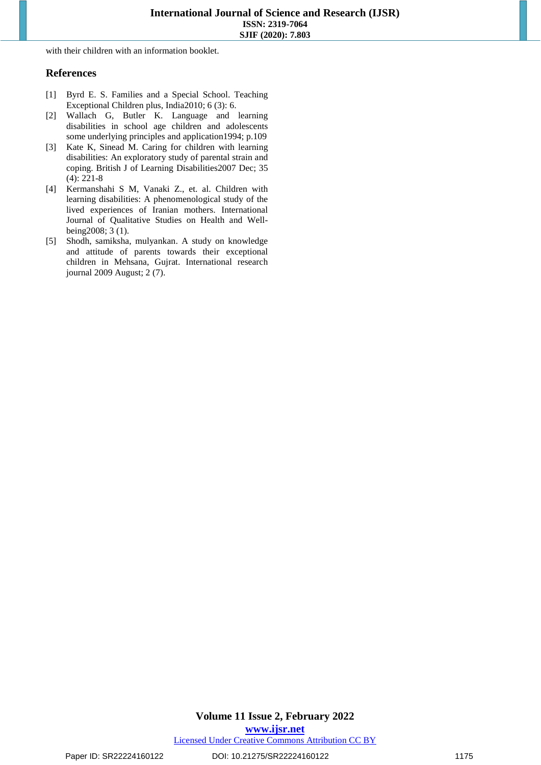with their children with an information booklet.

## References

[1] Byrd E. S. Families and a Special School. Teaching Exceptional Children plus, India2010; 6 (3): 6.
[2] Wallach G, Butler K. Language and learning disabilities in school age children and adolescents some underlying principles and application1994; p.109
[3] Kate K, Sinead M. Caring for children with learning disabilities: An exploratory study of parental strain and coping. British J of Learning Disabilities2007 Dec; 35 (4): 221-8
[4] Kermanshahi S M, Vanaki Z., et. al. Children with learning disabilities: A phenomenological study of the lived experiences of Iranian mothers. International Journal of Qualitative Studies on Health and Well-being2008; 3 (1).
[5] Shodh, samiksha, mulyankan. A study on knowledge and attitude of parents towards their exceptional children in Mehsana, Gujrat. International research journal 2009 August; 2 (7).